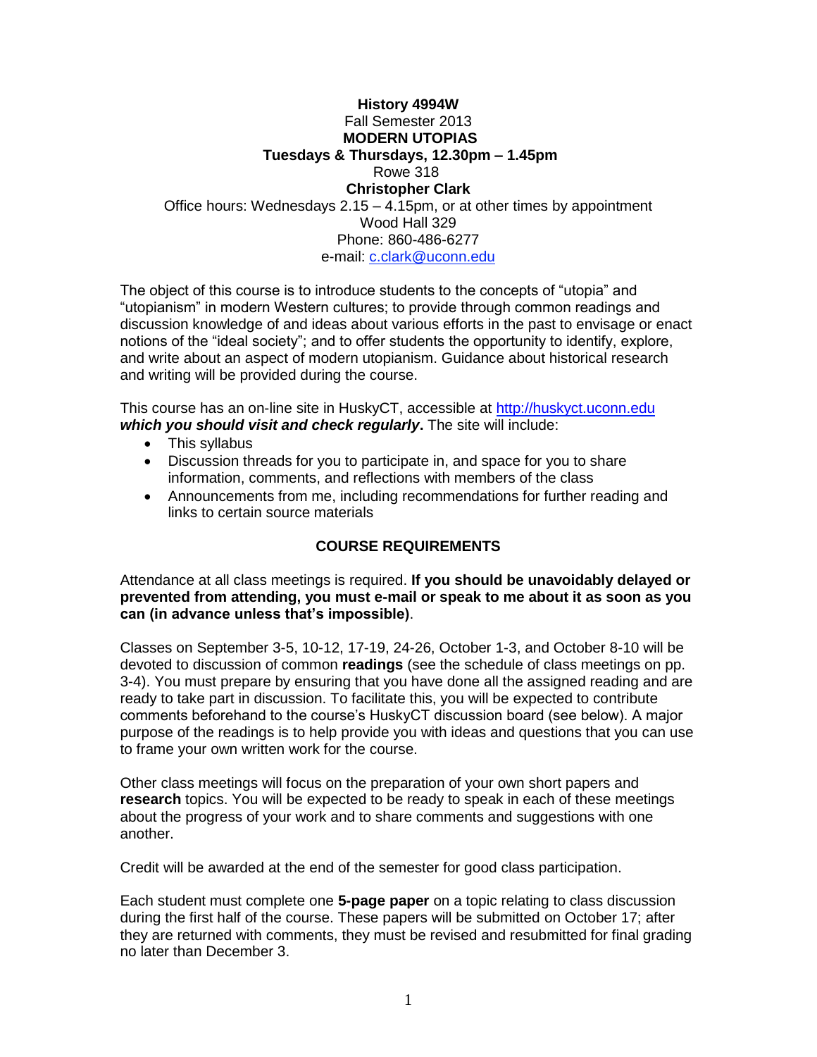**History 4994W**
Fall Semester 2013
**MODERN UTOPIAS**
**Tuesdays & Thursdays, 12.30pm – 1.45pm**
Rowe 318
**Christopher Clark**
Office hours: Wednesdays 2.15 – 4.15pm, or at other times by appointment
Wood Hall 329
Phone: 860-486-6277
e-mail: c.clark@uconn.edu

The object of this course is to introduce students to the concepts of "utopia" and "utopianism" in modern Western cultures; to provide through common readings and discussion knowledge of and ideas about various efforts in the past to envisage or enact notions of the "ideal society"; and to offer students the opportunity to identify, explore, and write about an aspect of modern utopianism. Guidance about historical research and writing will be provided during the course.

This course has an on-line site in HuskyCT, accessible at http://huskyct.uconn.edu ***which you should visit and check regularly***. The site will include:

- This syllabus
- Discussion threads for you to participate in, and space for you to share information, comments, and reflections with members of the class
- Announcements from me, including recommendations for further reading and links to certain source materials

## COURSE REQUIREMENTS

Attendance at all class meetings is required. **If you should be unavoidably delayed or prevented from attending, you must e-mail or speak to me about it as soon as you can (in advance unless that's impossible)**.

Classes on September 3-5, 10-12, 17-19, 24-26, October 1-3, and October 8-10 will be devoted to discussion of common **readings** (see the schedule of class meetings on pp. 3-4). You must prepare by ensuring that you have done all the assigned reading and are ready to take part in discussion. To facilitate this, you will be expected to contribute comments beforehand to the course's HuskyCT discussion board (see below). A major purpose of the readings is to help provide you with ideas and questions that you can use to frame your own written work for the course.

Other class meetings will focus on the preparation of your own short papers and **research** topics. You will be expected to be ready to speak in each of these meetings about the progress of your work and to share comments and suggestions with one another.

Credit will be awarded at the end of the semester for good class participation.

Each student must complete one **5-page paper** on a topic relating to class discussion during the first half of the course. These papers will be submitted on October 17; after they are returned with comments, they must be revised and resubmitted for final grading no later than December 3.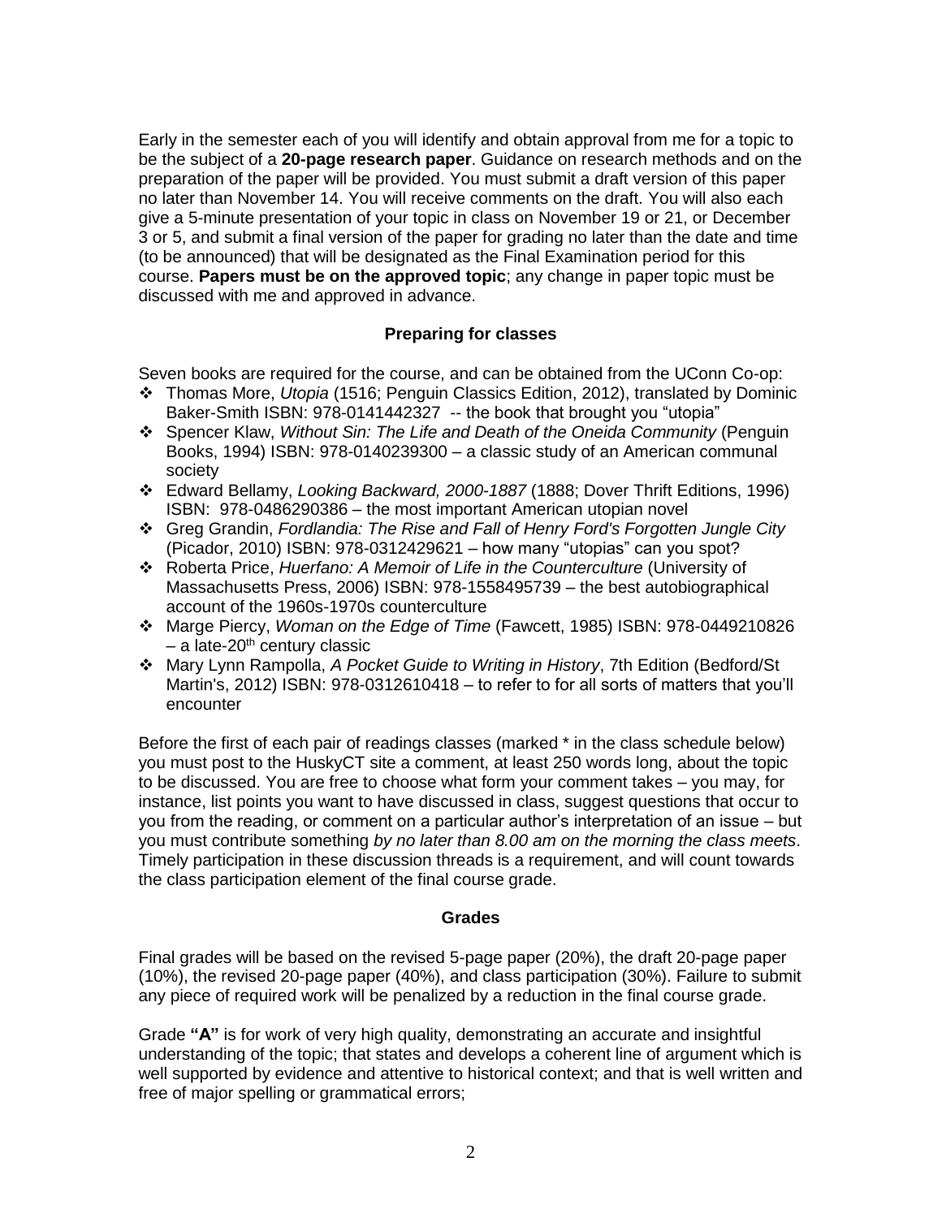Early in the semester each of you will identify and obtain approval from me for a topic to be the subject of a **20-page research paper**. Guidance on research methods and on the preparation of the paper will be provided. You must submit a draft version of this paper no later than November 14. You will receive comments on the draft. You will also each give a 5-minute presentation of your topic in class on November 19 or 21, or December 3 or 5, and submit a final version of the paper for grading no later than the date and time (to be announced) that will be designated as the Final Examination period for this course. **Papers must be on the approved topic**; any change in paper topic must be discussed with me and approved in advance.

### Preparing for classes

Seven books are required for the course, and can be obtained from the UConn Co-op:

- Thomas More, *Utopia* (1516; Penguin Classics Edition, 2012), translated by Dominic Baker-Smith ISBN: 978-0141442327 -- the book that brought you "utopia"
- Spencer Klaw, *Without Sin: The Life and Death of the Oneida Community* (Penguin Books, 1994) ISBN: 978-0140239300 – a classic study of an American communal society
- Edward Bellamy, *Looking Backward, 2000-1887* (1888; Dover Thrift Editions, 1996) ISBN: 978-0486290386 – the most important American utopian novel
- Greg Grandin, *Fordlandia: The Rise and Fall of Henry Ford's Forgotten Jungle City* (Picador, 2010) ISBN: 978-0312429621 – how many "utopias" can you spot?
- Roberta Price, *Huerfano: A Memoir of Life in the Counterculture* (University of Massachusetts Press, 2006) ISBN: 978-1558495739 – the best autobiographical account of the 1960s-1970s counterculture
- Marge Piercy, *Woman on the Edge of Time* (Fawcett, 1985) ISBN: 978-0449210826 – a late-20th century classic
- Mary Lynn Rampolla, *A Pocket Guide to Writing in History*, 7th Edition (Bedford/St Martin's, 2012) ISBN: 978-0312610418 – to refer to for all sorts of matters that you'll encounter

Before the first of each pair of readings classes (marked * in the class schedule below) you must post to the HuskyCT site a comment, at least 250 words long, about the topic to be discussed. You are free to choose what form your comment takes – you may, for instance, list points you want to have discussed in class, suggest questions that occur to you from the reading, or comment on a particular author's interpretation of an issue – but you must contribute something *by no later than 8.00 am on the morning the class meets*. Timely participation in these discussion threads is a requirement, and will count towards the class participation element of the final course grade.

### Grades

Final grades will be based on the revised 5-page paper (20%), the draft 20-page paper (10%), the revised 20-page paper (40%), and class participation (30%). Failure to submit any piece of required work will be penalized by a reduction in the final course grade.

Grade **"A"** is for work of very high quality, demonstrating an accurate and insightful understanding of the topic; that states and develops a coherent line of argument which is well supported by evidence and attentive to historical context; and that is well written and free of major spelling or grammatical errors;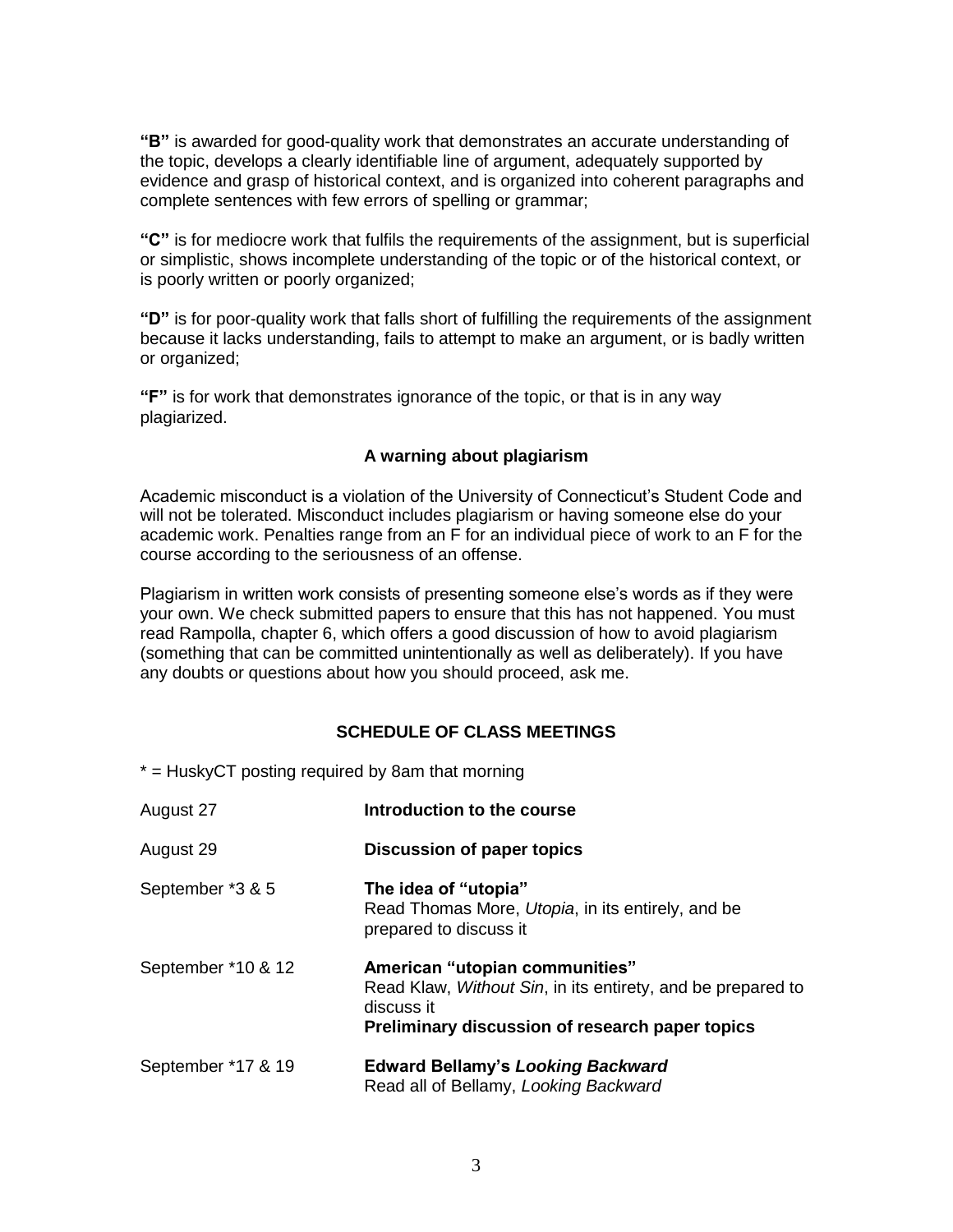**"B"** is awarded for good-quality work that demonstrates an accurate understanding of the topic, develops a clearly identifiable line of argument, adequately supported by evidence and grasp of historical context, and is organized into coherent paragraphs and complete sentences with few errors of spelling or grammar;

**"C"** is for mediocre work that fulfils the requirements of the assignment, but is superficial or simplistic, shows incomplete understanding of the topic or of the historical context, or is poorly written or poorly organized;

**"D"** is for poor-quality work that falls short of fulfilling the requirements of the assignment because it lacks understanding, fails to attempt to make an argument, or is badly written or organized;

**"F"** is for work that demonstrates ignorance of the topic, or that is in any way plagiarized.

**A warning about plagiarism**

Academic misconduct is a violation of the University of Connecticut's Student Code and will not be tolerated. Misconduct includes plagiarism or having someone else do your academic work. Penalties range from an F for an individual piece of work to an F for the course according to the seriousness of an offense.

Plagiarism in written work consists of presenting someone else's words as if they were your own. We check submitted papers to ensure that this has not happened. You must read Rampolla, chapter 6, which offers a good discussion of how to avoid plagiarism (something that can be committed unintentionally as well as deliberately). If you have any doubts or questions about how you should proceed, ask me.

## SCHEDULE OF CLASS MEETINGS

* = HuskyCT posting required by 8am that morning

| | |
|---|---|
| August 27 | **Introduction to the course** |
| August 29 | **Discussion of paper topics** |
| September *3 & 5 | **The idea of "utopia"**<br>Read Thomas More, *Utopia*, in its entirely, and be prepared to discuss it |
| September *10 & 12 | **American "utopian communities"**<br>Read Klaw, *Without Sin*, in its entirety, and be prepared to discuss it<br>**Preliminary discussion of research paper topics** |
| September *17 & 19 | **Edward Bellamy's *Looking Backward***<br>Read all of Bellamy, *Looking Backward* |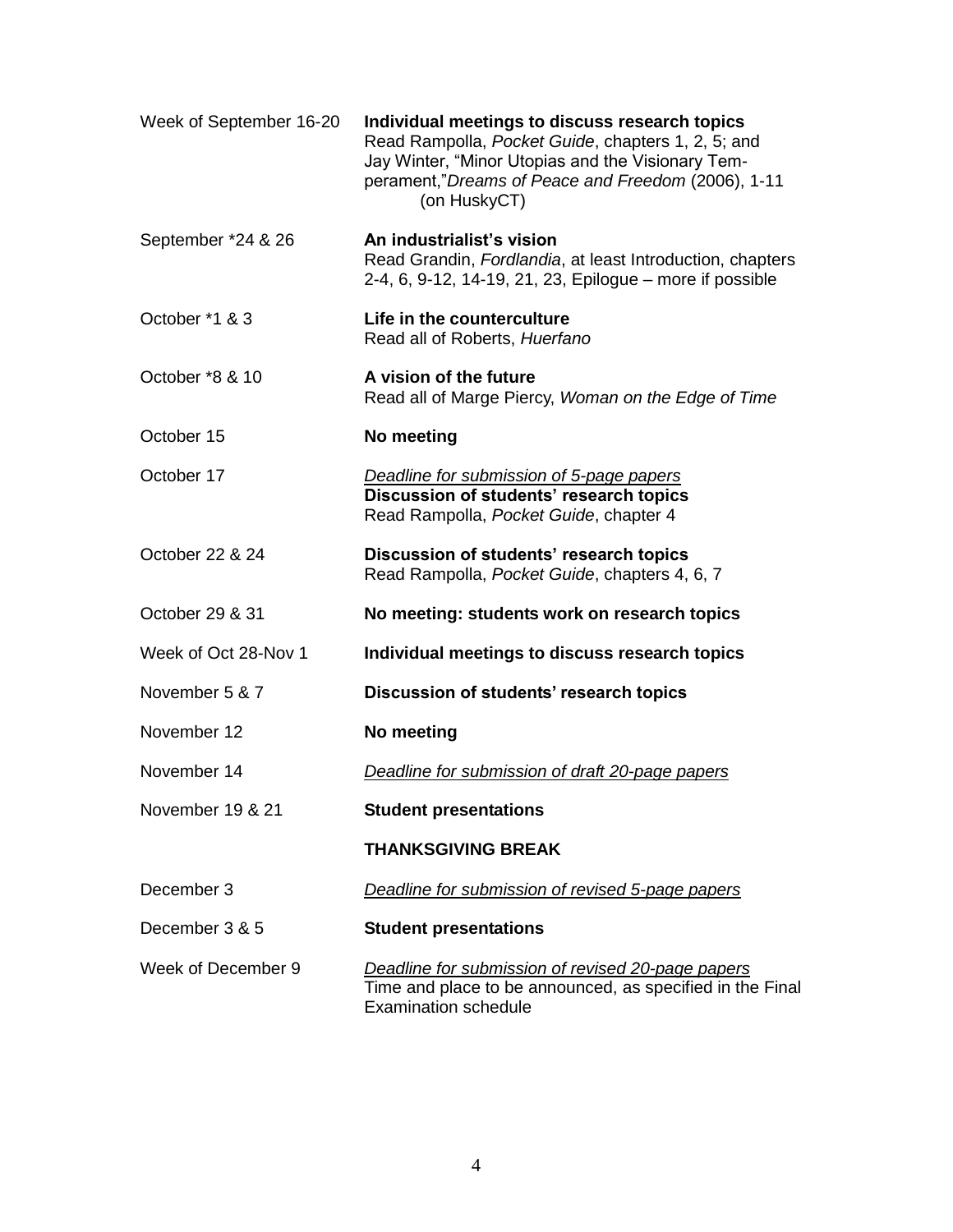| | |
|---|---|
| Week of September 16-20 | **Individual meetings to discuss research topics**<br>Read Rampolla, *Pocket Guide*, chapters 1, 2, 5; and Jay Winter, "Minor Utopias and the Visionary Temperament,"*Dreams of Peace and Freedom* (2006), 1-11 (on HuskyCT) |
| September *24 & 26 | **An industrialist's vision**<br>Read Grandin, *Fordlandia*, at least Introduction, chapters 2-4, 6, 9-12, 14-19, 21, 23, Epilogue – more if possible |
| October *1 & 3 | **Life in the counterculture**<br>Read all of Roberts, *Huerfano* |
| October *8 & 10 | **A vision of the future**<br>Read all of Marge Piercy, *Woman on the Edge of Time* |
| October 15 | **No meeting** |
| October 17 | <u>*Deadline for submission of 5-page papers*</u><br>**Discussion of students' research topics**<br>Read Rampolla, *Pocket Guide*, chapter 4 |
| October 22 & 24 | **Discussion of students' research topics**<br>Read Rampolla, *Pocket Guide*, chapters 4, 6, 7 |
| October 29 & 31 | **No meeting: students work on research topics** |
| Week of Oct 28-Nov 1 | **Individual meetings to discuss research topics** |
| November 5 & 7 | **Discussion of students' research topics** |
| November 12 | **No meeting** |
| November 14 | <u>*Deadline for submission of draft 20-page papers*</u> |
| November 19 & 21 | **Student presentations** |
| | **THANKSGIVING BREAK** |
| December 3 | <u>*Deadline for submission of revised 5-page papers*</u> |
| December 3 & 5 | **Student presentations** |
| Week of December 9 | <u>*Deadline for submission of revised 20-page papers*</u><br>Time and place to be announced, as specified in the Final Examination schedule |